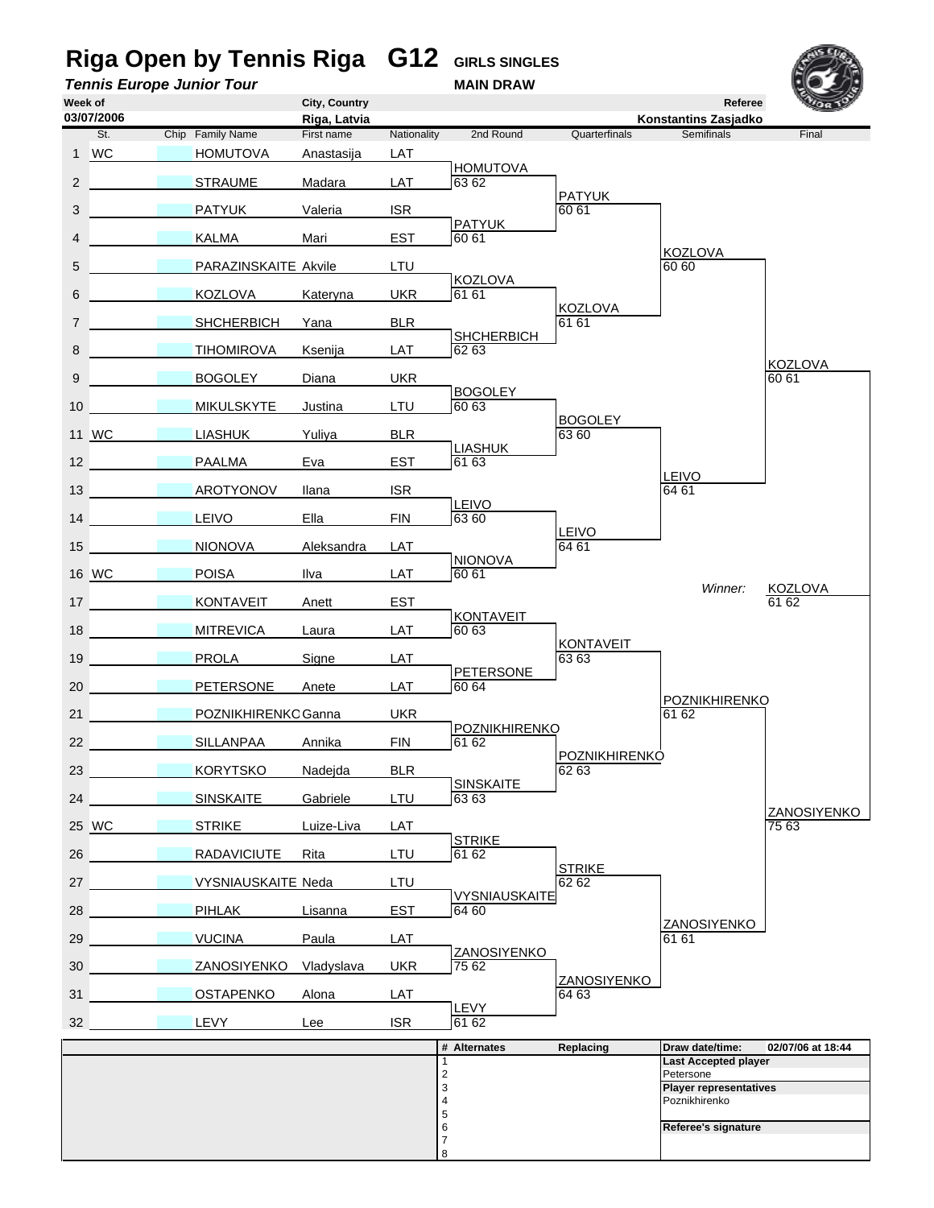# Riga Open by Tennis Riga G12 GIRLS SINGLES

***Tennis Europe Junior Tour*** **MAIN DRAW**

| Week of | City, Country | Referee |
|---|---|---|
| 03/07/2006 | Riga, Latvia | Konstantins Zasjadko |

| # | St. | Chip | Family Name | First name | Nationality | 2nd Round | Quarterfinals | Semifinals | Final |
|---|---|---|---|---|---|---|---|---|---|
| 1 | WC | | HOMUTOVA | Anastasija | LAT | | | | |
| | | | | | | HOMUTOVA 63 62 | | | |
| 2 | | | STRAUME | Madara | LAT | | | | |
| | | | | | | | PATYUK 60 61 | | |
| 3 | | | PATYUK | Valeria | ISR | | | | |
| | | | | | | PATYUK 60 61 | | | |
| 4 | | | KALMA | Mari | EST | | | | |
| | | | | | | | | KOZLOVA 60 60 | |
| 5 | | | PARAZINSKAITE | Akvile | LTU | | | | |
| | | | | | | KOZLOVA 61 61 | | | |
| 6 | | | KOZLOVA | Kateryna | UKR | | | | |
| | | | | | | | KOZLOVA 61 61 | | |
| 7 | | | SHCHERBICH | Yana | BLR | | | | |
| | | | | | | SHCHERBICH 62 63 | | | |
| 8 | | | TIHOMIROVA | Ksenija | LAT | | | | |
| | | | | | | | | | KOZLOVA 60 61 |
| 9 | | | BOGOLEY | Diana | UKR | | | | |
| | | | | | | BOGOLEY 60 63 | | | |
| 10 | | | MIKULSKYTE | Justina | LTU | | | | |
| | | | | | | | BOGOLEY 63 60 | | |
| 11 | WC | | LIASHUK | Yuliya | BLR | | | | |
| | | | | | | LIASHUK 61 63 | | | |
| 12 | | | PAALMA | Eva | EST | | | | |
| | | | | | | | | LEIVO 64 61 | |
| 13 | | | AROTYONOV | Ilana | ISR | | | | |
| | | | | | | LEIVO 63 60 | | | |
| 14 | | | LEIVO | Ella | FIN | | | | |
| | | | | | | | LEIVO 64 61 | | |
| 15 | | | NIONOVA | Aleksandra | LAT | | | | |
| | | | | | | NIONOVA 60 61 | | | |
| 16 | WC | | POISA | Ilva | LAT | | | | |
| | | | | | | | | *Winner:* | KOZLOVA 61 62 |
| 17 | | | KONTAVEIT | Anett | EST | | | | |
| | | | | | | KONTAVEIT 60 63 | | | |
| 18 | | | MITREVICA | Laura | LAT | | | | |
| | | | | | | | KONTAVEIT 63 63 | | |
| 19 | | | PROLA | Signe | LAT | | | | |
| | | | | | | PETERSONE 60 64 | | | |
| 20 | | | PETERSONE | Anete | LAT | | | | |
| | | | | | | | | POZNIKHIRENKO 61 62 | |
| 21 | | | POZNIKHIRENKO | Ganna | UKR | | | | |
| | | | | | | POZNIKHIRENKO 61 62 | | | |
| 22 | | | SILLANPAA | Annika | FIN | | | | |
| | | | | | | | POZNIKHIRENKO 62 63 | | |
| 23 | | | KORYTSKO | Nadejda | BLR | | | | |
| | | | | | | SINSKAITE 63 63 | | | |
| 24 | | | SINSKAITE | Gabriele | LTU | | | | |
| | | | | | | | | | ZANOSIYENKO 75 63 |
| 25 | WC | | STRIKE | Luize-Liva | LAT | | | | |
| | | | | | | STRIKE 61 62 | | | |
| 26 | | | RADAVICIUTE | Rita | LTU | | | | |
| | | | | | | | STRIKE 62 62 | | |
| 27 | | | VYSNIAUSKAITE | Neda | LTU | | | | |
| | | | | | | VYSNIAUSKAITE 64 60 | | | |
| 28 | | | PIHLAK | Lisanna | EST | | | | |
| | | | | | | | | ZANOSIYENKO 61 61 | |
| 29 | | | VUCINA | Paula | LAT | | | | |
| | | | | | | ZANOSIYENKO 75 62 | | | |
| 30 | | | ZANOSIYENKO | Vladyslava | UKR | | | | |
| | | | | | | | ZANOSIYENKO 64 63 | | |
| 31 | | | OSTAPENKO | Alona | LAT | | | | |
| | | | | | | LEVY 61 62 | | | |
| 32 | | | LEVY | Lee | ISR | | | | |

| # | Alternates | Replacing |
|---|---|---|
| 1 | | |
| 2 | | |
| 3 | | |
| 4 | | |
| 5 | | |
| 6 | | |
| 7 | | |
| 8 | | |

**Draw date/time:** 02/07/06 at 18:44

**Last Accepted player**
Petersone

**Player representatives**
Poznikhirenko

**Referee's signature**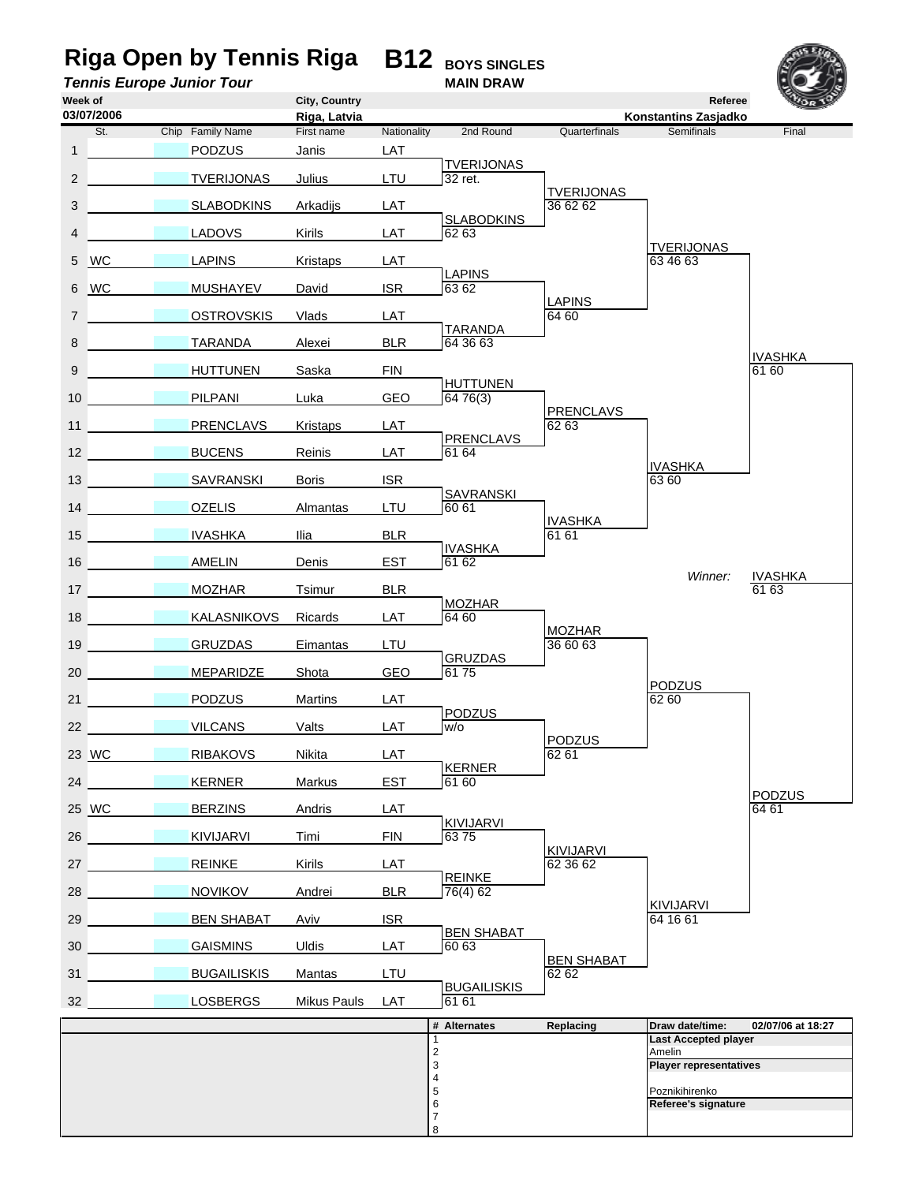# Riga Open by Tennis Riga — B12 BOYS SINGLES

***Tennis Europe Junior Tour*** — **MAIN DRAW**

| Week of | City, Country | Referee |
|---|---|---|
| 03/07/2006 | Riga, Latvia | Konstantins Zasjadko |

| # | St. | Chip | Family Name | First name | Nationality | 2nd Round | Quarterfinals | Semifinals | Final |
|---|---|---|---|---|---|---|---|---|---|
| 1 | | | PODZUS | Janis | LAT | | | | |
| 2 | | | TVERIJONAS | Julius | LTU | TVERIJONAS 32 ret. | | | |
| 3 | | | SLABODKINS | Arkadijs | LAT | | TVERIJONAS 36 62 62 | | |
| 4 | | | LADOVS | Kirils | LAT | SLABODKINS 62 63 | | | |
| 5 | WC | | LAPINS | Kristaps | LAT | | | TVERIJONAS 63 46 63 | |
| 6 | WC | | MUSHAYEV | David | ISR | LAPINS 63 62 | | | |
| 7 | | | OSTROVSKIS | Vlads | LAT | | LAPINS 64 60 | | |
| 8 | | | TARANDA | Alexei | BLR | TARANDA 64 36 63 | | | |
| 9 | | | HUTTUNEN | Saska | FIN | | | | IVASHKA 61 60 |
| 10 | | | PILPANI | Luka | GEO | HUTTUNEN 64 76(3) | | | |
| 11 | | | PRENCLAVS | Kristaps | LAT | | PRENCLAVS 62 63 | | |
| 12 | | | BUCENS | Reinis | LAT | PRENCLAVS 61 64 | | | |
| 13 | | | SAVRANSKI | Boris | ISR | | | IVASHKA 63 60 | |
| 14 | | | OZELIS | Almantas | LTU | SAVRANSKI 60 61 | | | |
| 15 | | | IVASHKA | Ilia | BLR | | IVASHKA 61 61 | | |
| 16 | | | AMELIN | Denis | EST | IVASHKA 61 62 | | | |
| 17 | | | MOZHAR | Tsimur | BLR | | | | *Winner:* IVASHKA 61 63 |
| 18 | | | KALASNIKOVS | Ricards | LAT | MOZHAR 64 60 | | | |
| 19 | | | GRUZDAS | Eimantas | LTU | | MOZHAR 36 60 63 | | |
| 20 | | | MEPARIDZE | Shota | GEO | GRUZDAS 61 75 | | | |
| 21 | | | PODZUS | Martins | LAT | | | PODZUS 62 60 | |
| 22 | | | VILCANS | Valts | LAT | PODZUS w/o | | | |
| 23 | WC | | RIBAKOVS | Nikita | LAT | | PODZUS 62 61 | | |
| 24 | | | KERNER | Markus | EST | KERNER 61 60 | | | |
| 25 | WC | | BERZINS | Andris | LAT | | | | PODZUS 64 61 |
| 26 | | | KIVIJARVI | Timi | FIN | KIVIJARVI 63 75 | | | |
| 27 | | | REINKE | Kirils | LAT | | KIVIJARVI 62 36 62 | | |
| 28 | | | NOVIKOV | Andrei | BLR | REINKE 76(4) 62 | | | |
| 29 | | | BEN SHABAT | Aviv | ISR | | | KIVIJARVI 64 16 61 | |
| 30 | | | GAISMINS | Uldis | LAT | BEN SHABAT 60 63 | | | |
| 31 | | | BUGAILISKIS | Mantas | LTU | | BEN SHABAT 62 62 | | |
| 32 | | | LOSBERGS | Mikus Pauls | LAT | BUGAILISKIS 61 61 | | | |

| # | Alternates | Replacing |
|---|---|---|
| 1 | | |
| 2 | | |
| 3 | | |
| 4 | | |
| 5 | | |
| 6 | | |
| 7 | | |
| 8 | | |

**Draw date/time:** 02/07/06 at 18:27

**Last Accepted player**
Amelin

**Player representatives**
Poznikihirenko

**Referee's signature**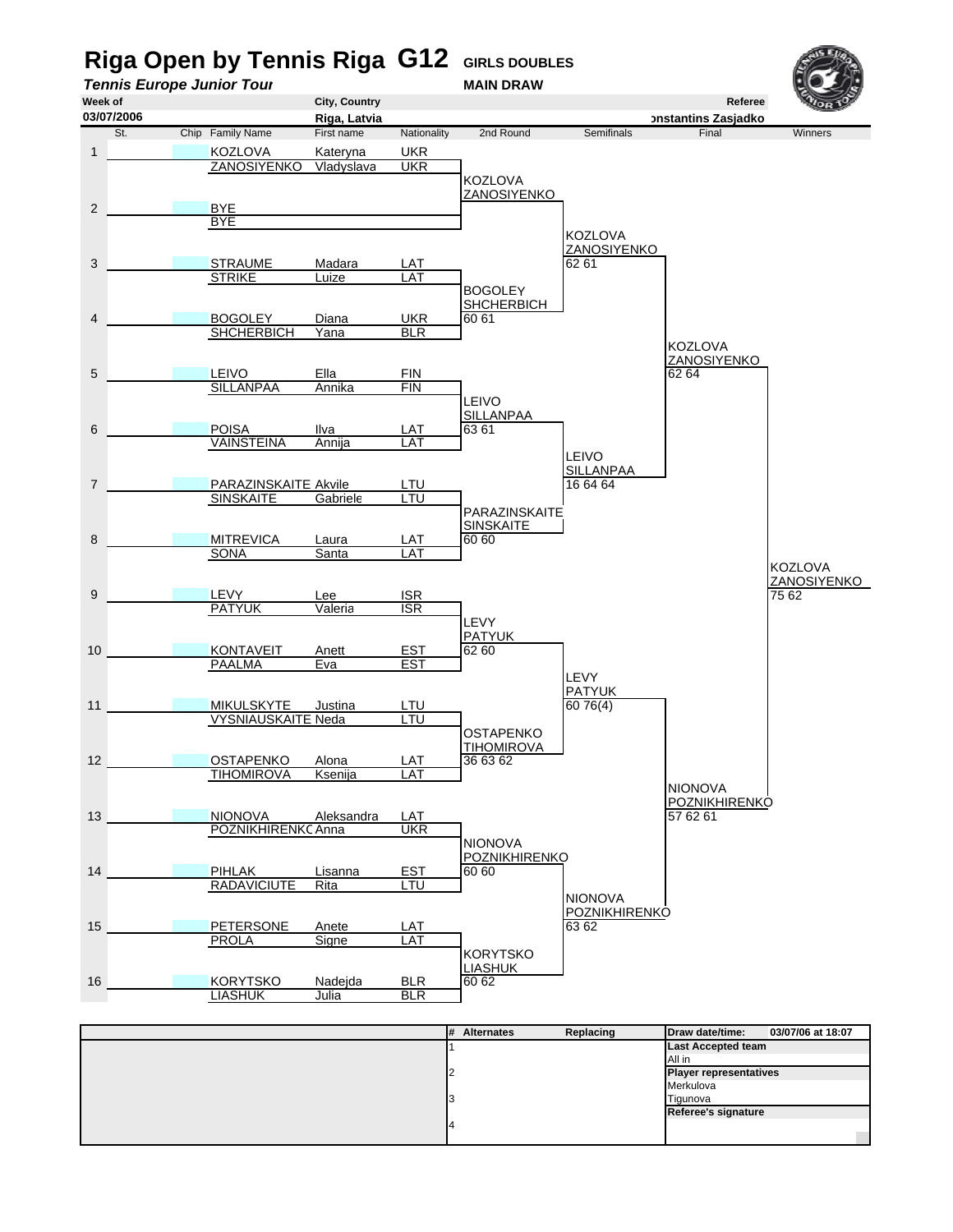# Riga Open by Tennis Riga G12 GIRLS DOUBLES

***Tennis Europe Junior Tour*** **MAIN DRAW**

| Week of | City, Country | Referee |
|---|---|---|
| 03/07/2006 | Riga, Latvia | onstantins Zasjadko |

| St. | Chip | Family Name | First name | Nationality | 2nd Round | Semifinals | Final | Winners |
|---|---|---|---|---|---|---|---|---|
| 1 | | KOZLOVA | Kateryna | UKR | | | | |
| | | ZANOSIYENKO | Vladyslava | UKR | KOZLOVA ZANOSIYENKO | | | |
| 2 | | BYE | | | | | | |
| | | BYE | | | | KOZLOVA ZANOSIYENKO 62 61 | | |
| 3 | | STRAUME | Madara | LAT | | | | |
| | | STRIKE | Luize | LAT | BOGOLEY SHCHERBICH 60 61 | | | |
| 4 | | BOGOLEY | Diana | UKR | | | | |
| | | SHCHERBICH | Yana | BLR | | | KOZLOVA ZANOSIYENKO 62 64 | |
| 5 | | LEIVO | Ella | FIN | | | | |
| | | SILLANPAA | Annika | FIN | LEIVO SILLANPAA 63 61 | | | |
| 6 | | POISA | Ilva | LAT | | | | |
| | | VAINSTEINA | Annija | LAT | | LEIVO SILLANPAA 16 64 64 | | |
| 7 | | PARAZINSKAITE | Akvile | LTU | | | | |
| | | SINSKAITE | Gabriele | LTU | PARAZINSKAITE SINSKAITE 60 60 | | | |
| 8 | | MITREVICA | Laura | LAT | | | | |
| | | SONA | Santa | LAT | | | | KOZLOVA ZANOSIYENKO 75 62 |
| 9 | | LEVY | Lee | ISR | | | | |
| | | PATYUK | Valeria | ISR | LEVY PATYUK 62 60 | | | |
| 10 | | KONTAVEIT | Anett | EST | | | | |
| | | PAALMA | Eva | EST | | LEVY PATYUK 60 76(4) | | |
| 11 | | MIKULSKYTE | Justina | LTU | | | | |
| | | VYSNIAUSKAITE | Neda | LTU | OSTAPENKO TIHOMIROVA 36 63 62 | | | |
| 12 | | OSTAPENKO | Alona | LAT | | | | |
| | | TIHOMIROVA | Ksenija | LAT | | | NIONOVA POZNIKHIRENKO 57 62 61 | |
| 13 | | NIONOVA | Aleksandra | LAT | | | | |
| | | POZNIKHIRENKO | Anna | UKR | NIONOVA POZNIKHIRENKO 60 60 | | | |
| 14 | | PIHLAK | Lisanna | EST | | | | |
| | | RADAVICIUTE | Rita | LTU | | NIONOVA POZNIKHIRENKO 63 62 | | |
| 15 | | PETERSONE | Anete | LAT | | | | |
| | | PROLA | Signe | LAT | KORYTSKO LIASHUK 60 62 | | | |
| 16 | | KORYTSKO | Nadejda | BLR | | | | |
| | | LIASHUK | Julia | BLR | | | | |

| # | Alternates | Replacing | Draw date/time: 03/07/06 at 18:07 |
|---|---|---|---|
| 1 | | | **Last Accepted team** |
| | | | All in |
| 2 | | | **Player representatives** |
| | | | Merkulova |
| 3 | | | Tigunova |
| | | | **Referee's signature** |
| 4 | | | |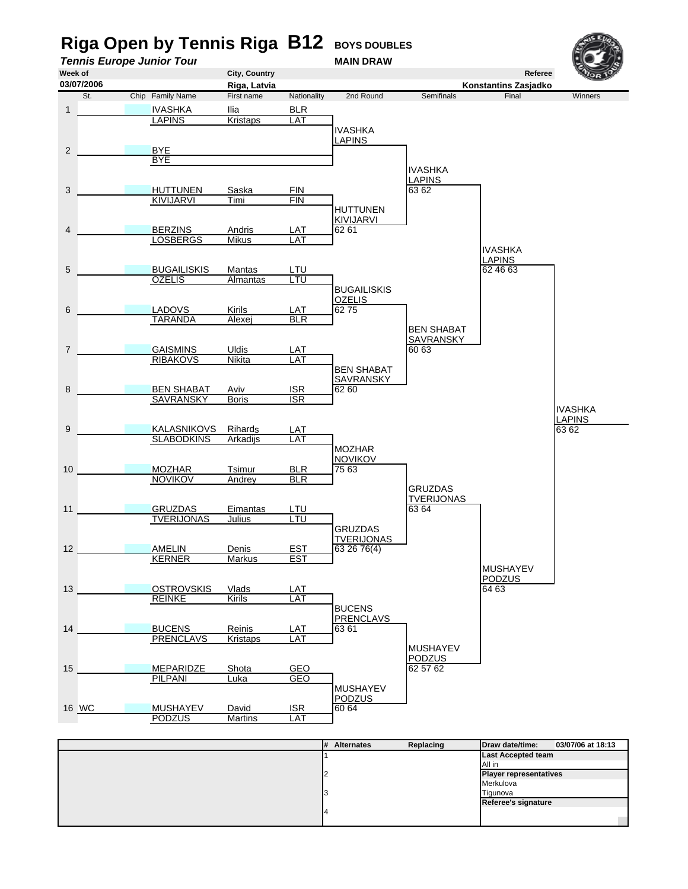# Riga Open by Tennis Riga B12 BOYS DOUBLES

***Tennis Europe Junior Tour*** **MAIN DRAW**

| Week of | City, Country | Referee |
|---|---|---|
| 03/07/2006 | Riga, Latvia | Konstantins Zasjadko |

| St. | Chip | Family Name | First name | Nationality | 2nd Round | Semifinals | Final | Winners |
|---|---|---|---|---|---|---|---|---|
| 1 | | IVASHKA | Ilia | BLR | | | | |
| | | LAPINS | Kristaps | LAT | IVASHKA LAPINS | | | |
| 2 | | BYE | | | | | | |
| | | BYE | | | | IVASHKA LAPINS 63 62 | | |
| 3 | | HUTTUNEN | Saska | FIN | | | | |
| | | KIVIJARVI | Timi | FIN | HUTTUNEN KIVIJARVI 62 61 | | | |
| 4 | | BERZINS | Andris | LAT | | | | |
| | | LOSBERGS | Mikus | LAT | | | IVASHKA LAPINS 62 46 63 | |
| 5 | | BUGAILISKIS | Mantas | LTU | | | | |
| | | OZELIS | Almantas | LTU | BUGAILISKIS OZELIS 62 75 | | | |
| 6 | | LADOVS | Kirils | LAT | | | | |
| | | TARANDA | Alexej | BLR | | BEN SHABAT SAVRANSKY 60 63 | | |
| 7 | | GAISMINS | Uldis | LAT | | | | |
| | | RIBAKOVS | Nikita | LAT | BEN SHABAT SAVRANSKY 62 60 | | | |
| 8 | | BEN SHABAT | Aviv | ISR | | | | |
| | | SAVRANSKY | Boris | ISR | | | | IVASHKA LAPINS 63 62 |
| 9 | | KALASNIKOVS | Rihards | LAT | | | | |
| | | SLABODKINS | Arkadijs | LAT | MOZHAR NOVIKOV 75 63 | | | |
| 10 | | MOZHAR | Tsimur | BLR | | | | |
| | | NOVIKOV | Andrey | BLR | | GRUZDAS TVERIJONAS 63 64 | | |
| 11 | | GRUZDAS | Eimantas | LTU | | | | |
| | | TVERIJONAS | Julius | LTU | GRUZDAS TVERIJONAS 63 26 76(4) | | | |
| 12 | | AMELIN | Denis | EST | | | | |
| | | KERNER | Markus | EST | | | MUSHAYEV PODZUS 64 63 | |
| 13 | | OSTROVSKIS | Vlads | LAT | | | | |
| | | REINKE | Kirils | LAT | BUCENS PRENCLAVS 63 61 | | | |
| 14 | | BUCENS | Reinis | LAT | | | | |
| | | PRENCLAVS | Kristaps | LAT | | MUSHAYEV PODZUS 62 57 62 | | |
| 15 | | MEPARIDZE | Shota | GEO | | | | |
| | | PILPANI | Luka | GEO | MUSHAYEV PODZUS 60 64 | | | |
| 16 | WC | MUSHAYEV | David | ISR | | | | |
| | | PODZUS | Martins | LAT | | | | |

| # | Alternates | Replacing |
|---|---|---|
| 1 | | |
| 2 | | |
| 3 | | |
| 4 | | |

**Draw date/time:** 03/07/06 at 18:13

**Last Accepted team**
All in

**Player representatives**
Merkulova
Tigunova

**Referee's signature**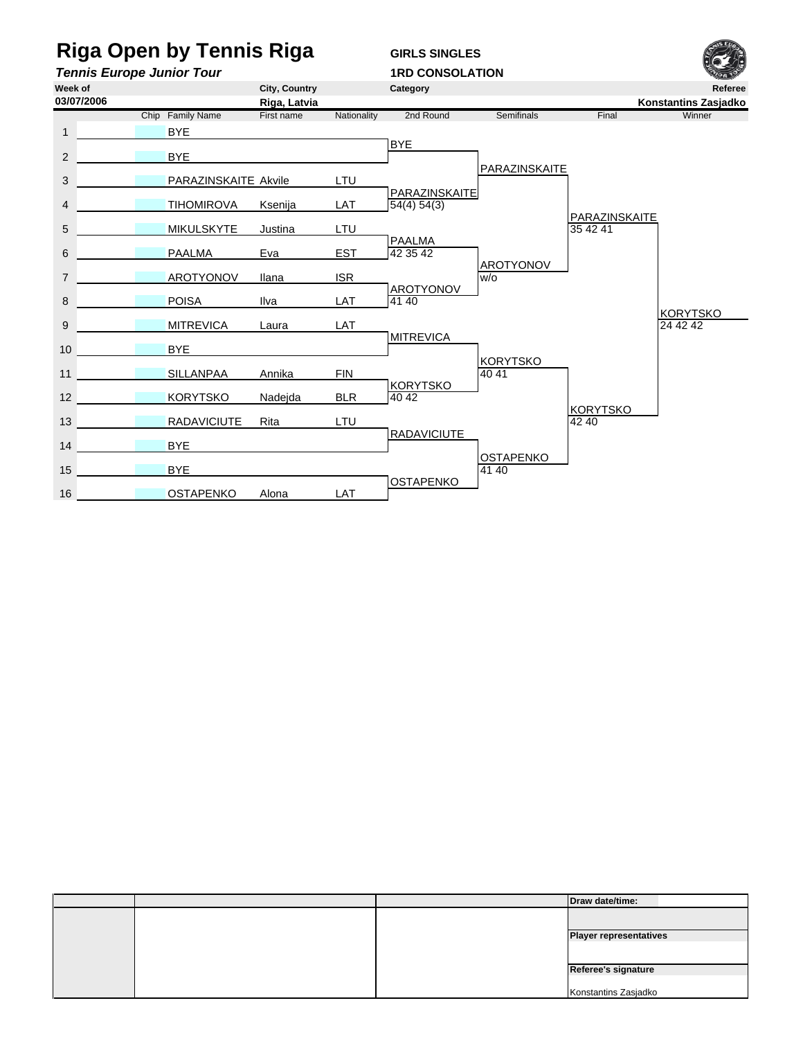# Riga Open by Tennis Riga

***Tennis Europe Junior Tour***

**GIRLS SINGLES**

**1RD CONSOLATION**

| Week of | City, Country | Category | Referee |
|---|---|---|---|
| 03/07/2006 | Riga, Latvia | | Konstantins Zasjadko |

| # | Chip | Family Name | First name | Nationality | 2nd Round | Semifinals | Final | Winner |
|---|---|---|---|---|---|---|---|---|
| 1 | | BYE | | | | | | |
| | | | | | BYE | | | |
| 2 | | BYE | | | | | | |
| | | | | | | PARAZINSKAITE | | |
| 3 | | PARAZINSKAITE | Akvile | LTU | | | | |
| | | | | | PARAZINSKAITE 54(4) 54(3) | | | |
| 4 | | TIHOMIROVA | Ksenija | LAT | | | | |
| | | | | | | | PARAZINSKAITE 35 42 41 | |
| 5 | | MIKULSKYTE | Justina | LTU | | | | |
| | | | | | PAALMA 42 35 42 | | | |
| 6 | | PAALMA | Eva | EST | | | | |
| | | | | | | AROTYONOV w/o | | |
| 7 | | AROTYONOV | Ilana | ISR | | | | |
| | | | | | AROTYONOV 41 40 | | | |
| 8 | | POISA | Ilva | LAT | | | | |
| | | | | | | | | KORYTSKO 24 42 42 |
| 9 | | MITREVICA | Laura | LAT | | | | |
| | | | | | MITREVICA | | | |
| 10 | | BYE | | | | | | |
| | | | | | | KORYTSKO 40 41 | | |
| 11 | | SILLANPAA | Annika | FIN | | | | |
| | | | | | KORYTSKO 40 42 | | | |
| 12 | | KORYTSKO | Nadejda | BLR | | | | |
| | | | | | | | KORYTSKO 42 40 | |
| 13 | | RADAVICIUTE | Rita | LTU | | | | |
| | | | | | RADAVICIUTE | | | |
| 14 | | BYE | | | | | | |
| | | | | | | OSTAPENKO 41 40 | | |
| 15 | | BYE | | | | | | |
| | | | | | OSTAPENKO | | | |
| 16 | | OSTAPENKO | Alona | LAT | | | | |

| | | | |
|---|---|---|---|
| | | | Draw date/time: |
| | | | |
| | | | Player representatives |
| | | | |
| | | | Referee's signature |
| | | | Konstantins Zasjadko |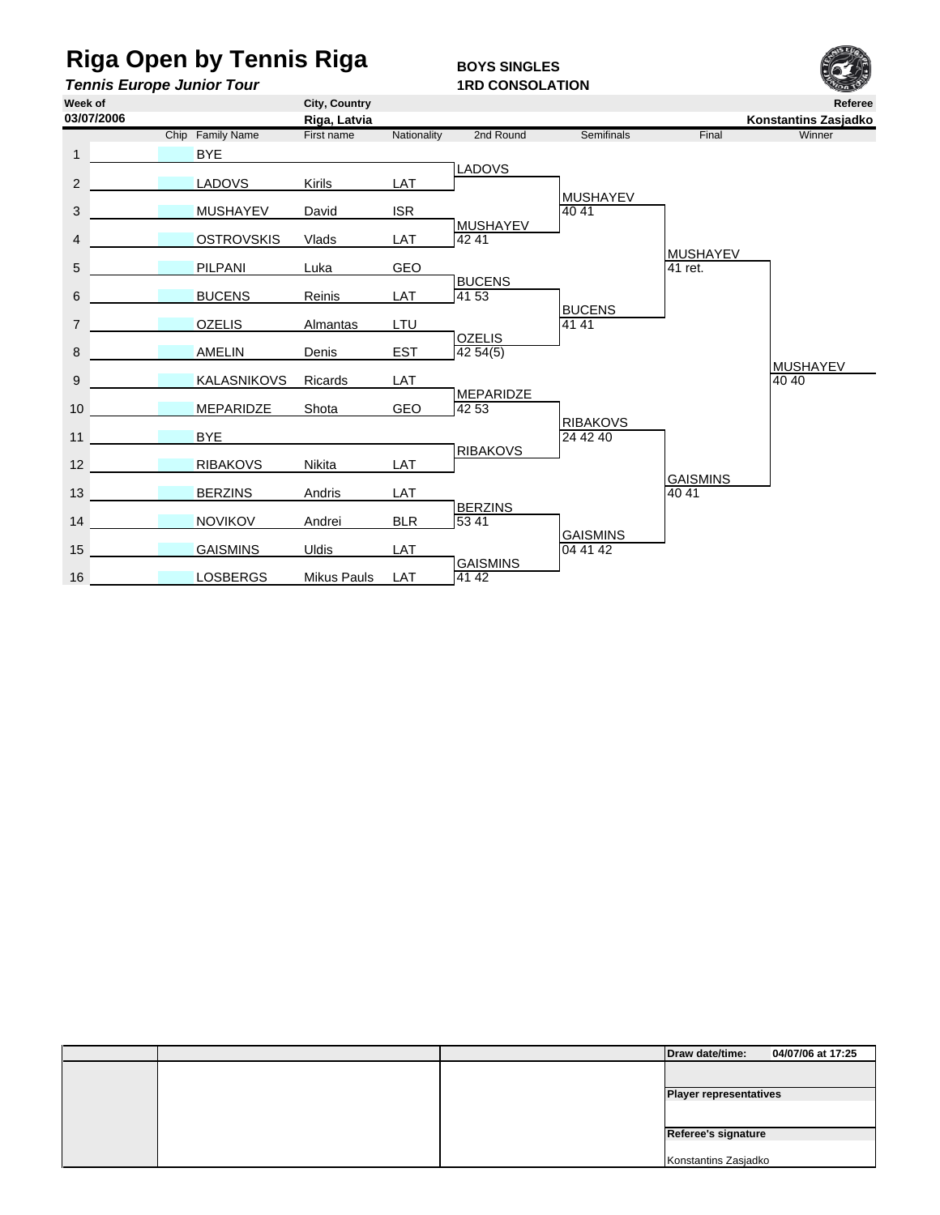# Riga Open by Tennis Riga

***Tennis Europe Junior Tour***

**BOYS SINGLES**
**1RD CONSOLATION**

| Week of | City, Country | Referee |
|---|---|---|
| 03/07/2006 | Riga, Latvia | Konstantins Zasjadko |

| | Chip | Family Name | First name | Nationality | 2nd Round | Semifinals | Final | Winner |
|---|---|---|---|---|---|---|---|---|
| 1 | | BYE | | | | | | |
| | | | | | LADOVS | | | |
| 2 | | LADOVS | Kirils | LAT | | | | |
| | | | | | | MUSHAYEV 40 41 | | |
| 3 | | MUSHAYEV | David | ISR | | | | |
| | | | | | MUSHAYEV 42 41 | | | |
| 4 | | OSTROVSKIS | Vlads | LAT | | | | |
| | | | | | | | MUSHAYEV 41 ret. | |
| 5 | | PILPANI | Luka | GEO | | | | |
| | | | | | BUCENS 41 53 | | | |
| 6 | | BUCENS | Reinis | LAT | | | | |
| | | | | | | BUCENS 41 41 | | |
| 7 | | OZELIS | Almantas | LTU | | | | |
| | | | | | OZELIS 42 54(5) | | | |
| 8 | | AMELIN | Denis | EST | | | | |
| | | | | | | | | MUSHAYEV 40 40 |
| 9 | | KALASNIKOVS | Ricards | LAT | | | | |
| | | | | | MEPARIDZE 42 53 | | | |
| 10 | | MEPARIDZE | Shota | GEO | | | | |
| | | | | | | RIBAKOVS 24 42 40 | | |
| 11 | | BYE | | | | | | |
| | | | | | RIBAKOVS | | | |
| 12 | | RIBAKOVS | Nikita | LAT | | | | |
| | | | | | | | GAISMINS 40 41 | |
| 13 | | BERZINS | Andris | LAT | | | | |
| | | | | | BERZINS 53 41 | | | |
| 14 | | NOVIKOV | Andrei | BLR | | | | |
| | | | | | | GAISMINS 04 41 42 | | |
| 15 | | GAISMINS | Uldis | LAT | | | | |
| | | | | | GAISMINS 41 42 | | | |
| 16 | | LOSBERGS | Mikus Pauls | LAT | | | | |

| | |
|---|---|
| **Draw date/time:** | **04/07/06 at 17:25** |
| **Player representatives** | |
| **Referee's signature** | |
| Konstantins Zasjadko | |